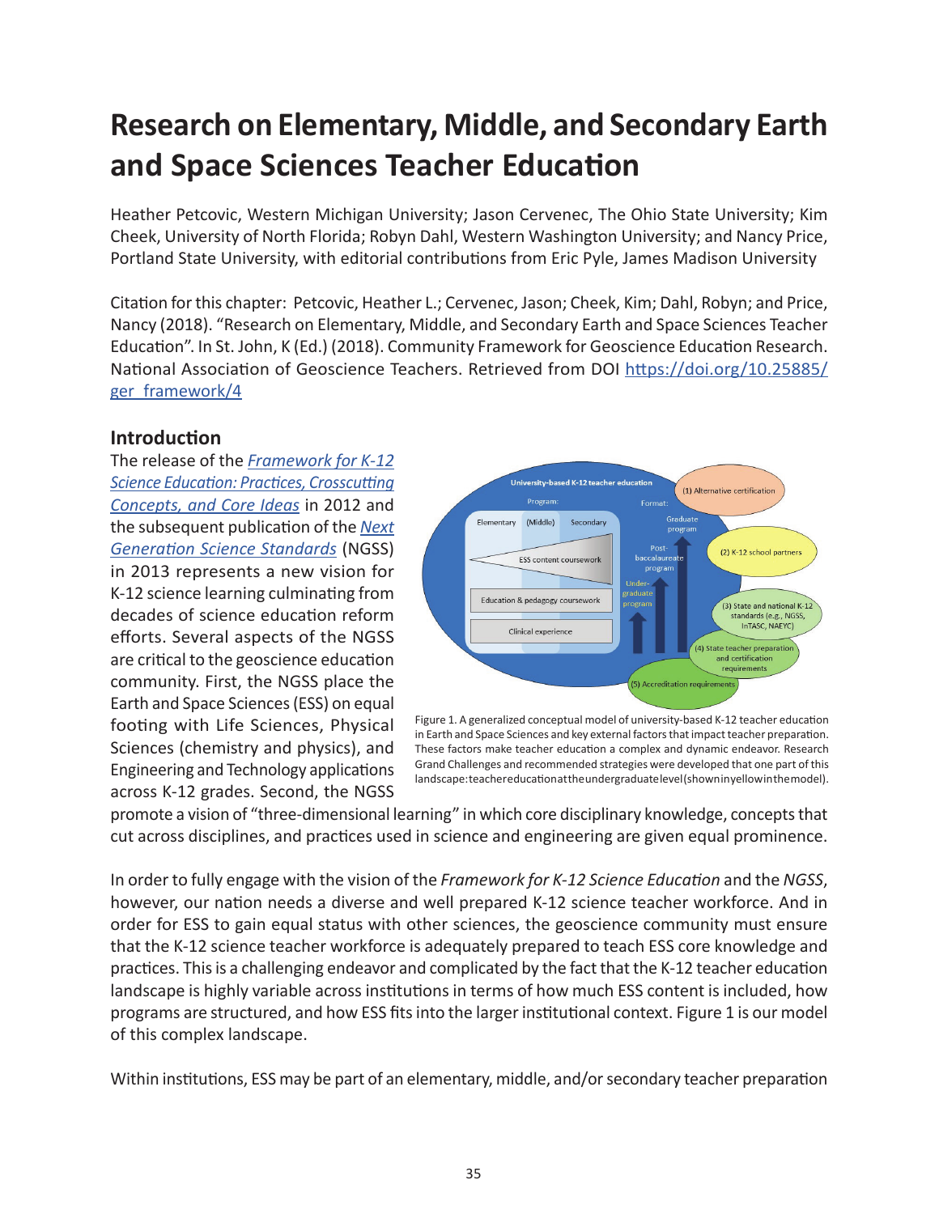# Research on Elementary, Middle, and Secondary Earth and Space Sciences Teacher Education

Heather Petcovic, Western Michigan University; Jason Cervenec, The Ohio State University; Kim Cheek, University of North Florida; Robyn Dahl, Western Washington University; and Nancy Price, Portland State University, with editorial contributions from Eric Pyle, James Madison University

Citation for this chapter: Petcovic, Heather L.; Cervenec, Jason; Cheek, Kim; Dahl, Robyn; and Price, Nancy (2018). "Research on Elementary, Middle, and Secondary Earth and Space Sciences Teacher Education". In St. John, K (Ed.) (2018). Community Framework for Geoscience Education Research. National Association of Geoscience Teachers. Retrieved from DOI https://doi.org/10.25885/ger_framework/4

## Introduction

The release of the *Framework for K-12 Science Education: Practices, Crosscutting Concepts, and Core Ideas* in 2012 and the subsequent publication of the *Next Generation Science Standards* (NGSS) in 2013 represents a new vision for K-12 science learning culminating from decades of science education reform efforts. Several aspects of the NGSS are critical to the geoscience education community. First, the NGSS place the Earth and Space Sciences (ESS) on equal footing with Life Sciences, Physical Sciences (chemistry and physics), and Engineering and Technology applications across K-12 grades. Second, the NGSS promote a vision of "three-dimensional learning" in which core disciplinary knowledge, concepts that cut across disciplines, and practices used in science and engineering are given equal prominence.

Figure 1. A generalized conceptual model of university-based K-12 teacher education in Earth and Space Sciences and key external factors that impact teacher preparation. These factors make teacher education a complex and dynamic endeavor. Research Grand Challenges and recommended strategies were developed that one part of this landscape: teacher education at the undergraduate level (shown in yellow in the model).

In order to fully engage with the vision of the *Framework for K-12 Science Education* and the *NGSS*, however, our nation needs a diverse and well prepared K-12 science teacher workforce. And in order for ESS to gain equal status with other sciences, the geoscience community must ensure that the K-12 science teacher workforce is adequately prepared to teach ESS core knowledge and practices. This is a challenging endeavor and complicated by the fact that the K-12 teacher education landscape is highly variable across institutions in terms of how much ESS content is included, how programs are structured, and how ESS fits into the larger institutional context. Figure 1 is our model of this complex landscape.

Within institutions, ESS may be part of an elementary, middle, and/or secondary teacher preparation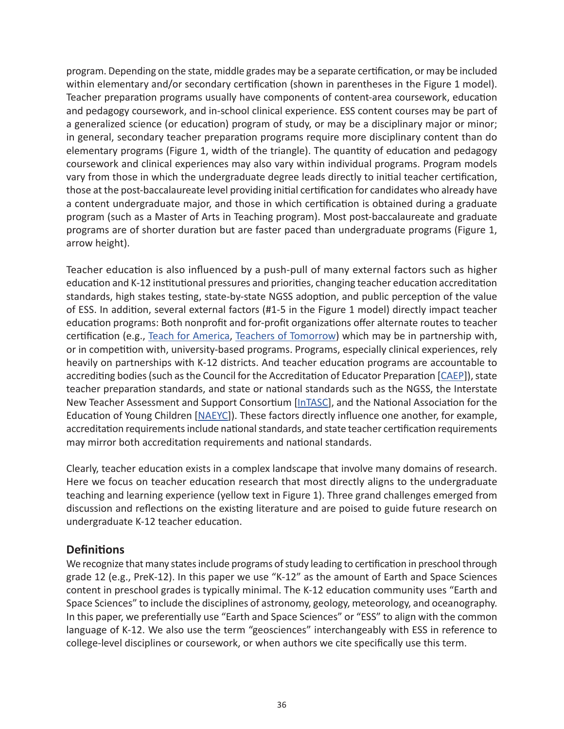program. Depending on the state, middle grades may be a separate certification, or may be included within elementary and/or secondary certification (shown in parentheses in the Figure 1 model). Teacher preparation programs usually have components of content-area coursework, education and pedagogy coursework, and in-school clinical experience. ESS content courses may be part of a generalized science (or education) program of study, or may be a disciplinary major or minor; in general, secondary teacher preparation programs require more disciplinary content than do elementary programs (Figure 1, width of the triangle). The quantity of education and pedagogy coursework and clinical experiences may also vary within individual programs. Program models vary from those in which the undergraduate degree leads directly to initial teacher certification, those at the post-baccalaureate level providing initial certification for candidates who already have a content undergraduate major, and those in which certification is obtained during a graduate program (such as a Master of Arts in Teaching program). Most post-baccalaureate and graduate programs are of shorter duration but are faster paced than undergraduate programs (Figure 1, arrow height).

Teacher education is also influenced by a push-pull of many external factors such as higher education and K-12 institutional pressures and priorities, changing teacher education accreditation standards, high stakes testing, state-by-state NGSS adoption, and public perception of the value of ESS. In addition, several external factors (#1-5 in the Figure 1 model) directly impact teacher education programs: Both nonprofit and for-profit organizations offer alternate routes to teacher certification (e.g., Teach for America, Teachers of Tomorrow) which may be in partnership with, or in competition with, university-based programs. Programs, especially clinical experiences, rely heavily on partnerships with K-12 districts. And teacher education programs are accountable to accrediting bodies (such as the Council for the Accreditation of Educator Preparation [CAEP]), state teacher preparation standards, and state or national standards such as the NGSS, the Interstate New Teacher Assessment and Support Consortium [InTASC], and the National Association for the Education of Young Children [NAEYC]). These factors directly influence one another, for example, accreditation requirements include national standards, and state teacher certification requirements may mirror both accreditation requirements and national standards.

Clearly, teacher education exists in a complex landscape that involve many domains of research. Here we focus on teacher education research that most directly aligns to the undergraduate teaching and learning experience (yellow text in Figure 1). Three grand challenges emerged from discussion and reflections on the existing literature and are poised to guide future research on undergraduate K-12 teacher education.

## Definitions

We recognize that many states include programs of study leading to certification in preschool through grade 12 (e.g., PreK-12). In this paper we use "K-12" as the amount of Earth and Space Sciences content in preschool grades is typically minimal. The K-12 education community uses "Earth and Space Sciences" to include the disciplines of astronomy, geology, meteorology, and oceanography. In this paper, we preferentially use "Earth and Space Sciences" or "ESS" to align with the common language of K-12. We also use the term "geosciences" interchangeably with ESS in reference to college-level disciplines or coursework, or when authors we cite specifically use this term.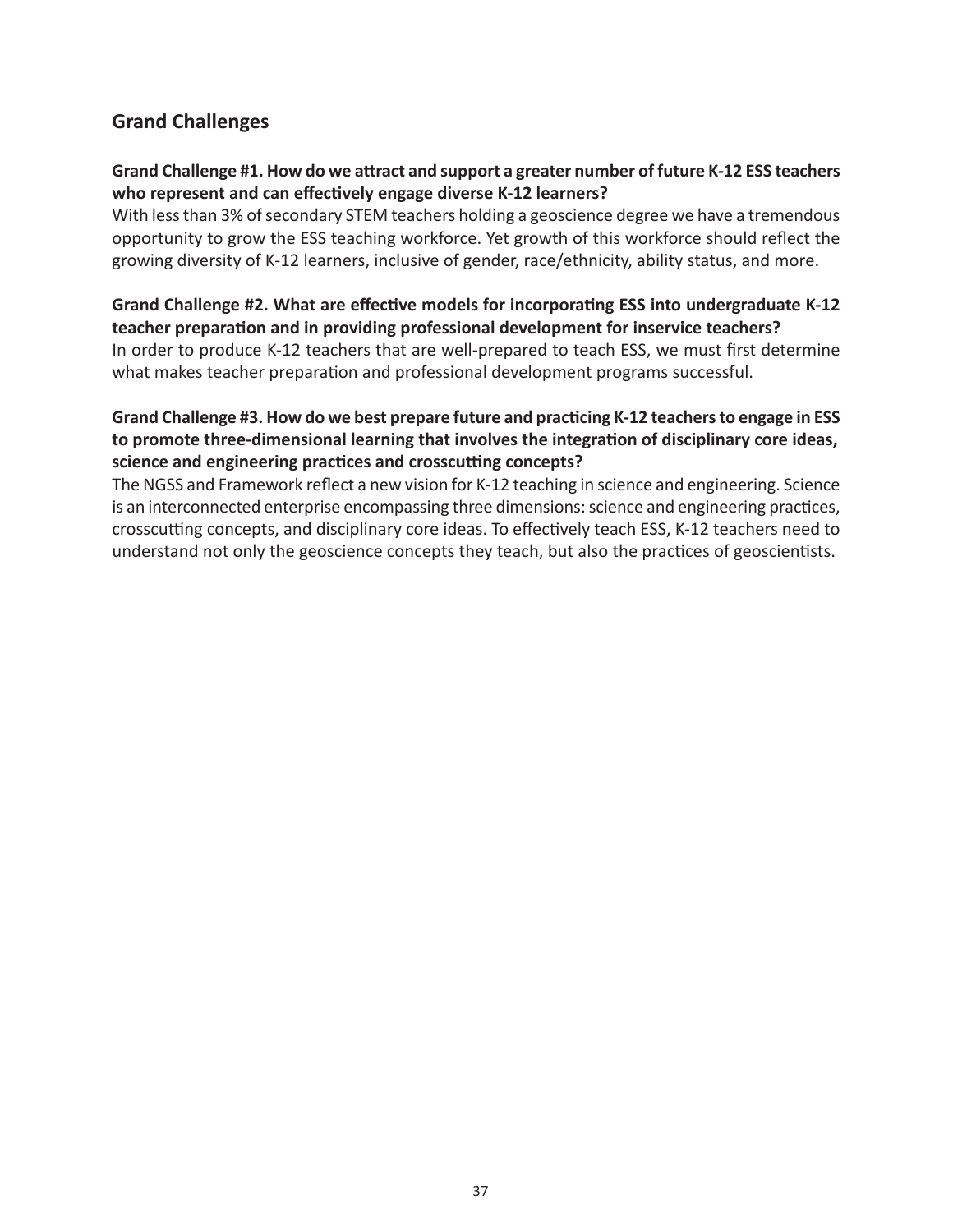## Grand Challenges

**Grand Challenge #1. How do we attract and support a greater number of future K-12 ESS teachers who represent and can effectively engage diverse K-12 learners?**

With less than 3% of secondary STEM teachers holding a geoscience degree we have a tremendous opportunity to grow the ESS teaching workforce. Yet growth of this workforce should reflect the growing diversity of K-12 learners, inclusive of gender, race/ethnicity, ability status, and more.

**Grand Challenge #2. What are effective models for incorporating ESS into undergraduate K-12 teacher preparation and in providing professional development for inservice teachers?**

In order to produce K-12 teachers that are well-prepared to teach ESS, we must first determine what makes teacher preparation and professional development programs successful.

**Grand Challenge #3. How do we best prepare future and practicing K-12 teachers to engage in ESS to promote three-dimensional learning that involves the integration of disciplinary core ideas, science and engineering practices and crosscutting concepts?**

The NGSS and Framework reflect a new vision for K-12 teaching in science and engineering. Science is an interconnected enterprise encompassing three dimensions: science and engineering practices, crosscutting concepts, and disciplinary core ideas. To effectively teach ESS, K-12 teachers need to understand not only the geoscience concepts they teach, but also the practices of geoscientists.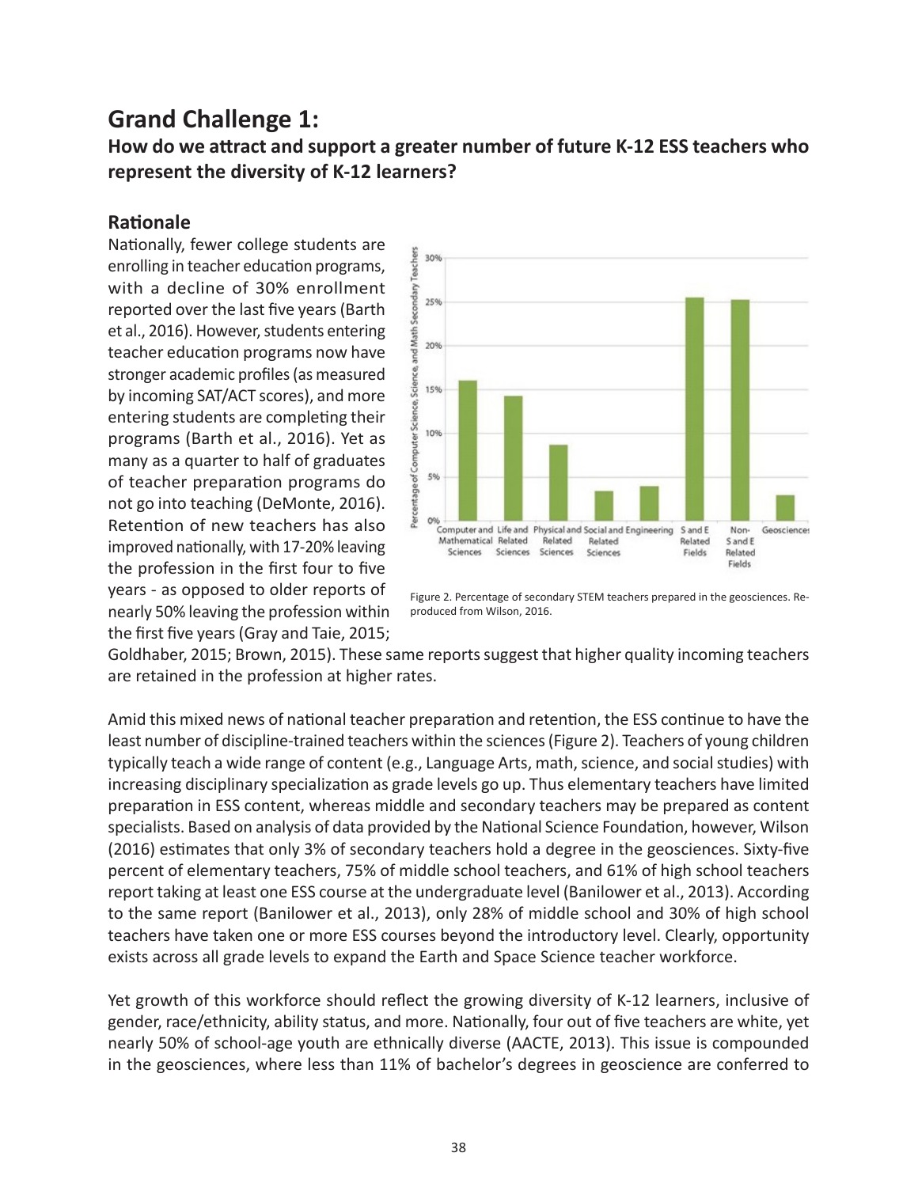# Grand Challenge 1:

## How do we attract and support a greater number of future K-12 ESS teachers who represent the diversity of K-12 learners?

### Rationale

Nationally, fewer college students are enrolling in teacher education programs, with a decline of 30% enrollment reported over the last five years (Barth et al., 2016). However, students entering teacher education programs now have stronger academic profiles (as measured by incoming SAT/ACT scores), and more entering students are completing their programs (Barth et al., 2016). Yet as many as a quarter to half of graduates of teacher preparation programs do not go into teaching (DeMonte, 2016). Retention of new teachers has also improved nationally, with 17-20% leaving the profession in the first four to five years - as opposed to older reports of nearly 50% leaving the profession within the first five years (Gray and Taie, 2015; Goldhaber, 2015; Brown, 2015). These same reports suggest that higher quality incoming teachers are retained in the profession at higher rates.

Figure 2. Percentage of secondary STEM teachers prepared in the geosciences. Reproduced from Wilson, 2016.

Amid this mixed news of national teacher preparation and retention, the ESS continue to have the least number of discipline-trained teachers within the sciences (Figure 2). Teachers of young children typically teach a wide range of content (e.g., Language Arts, math, science, and social studies) with increasing disciplinary specialization as grade levels go up. Thus elementary teachers have limited preparation in ESS content, whereas middle and secondary teachers may be prepared as content specialists. Based on analysis of data provided by the National Science Foundation, however, Wilson (2016) estimates that only 3% of secondary teachers hold a degree in the geosciences. Sixty-five percent of elementary teachers, 75% of middle school teachers, and 61% of high school teachers report taking at least one ESS course at the undergraduate level (Banilower et al., 2013). According to the same report (Banilower et al., 2013), only 28% of middle school and 30% of high school teachers have taken one or more ESS courses beyond the introductory level. Clearly, opportunity exists across all grade levels to expand the Earth and Space Science teacher workforce.

Yet growth of this workforce should reflect the growing diversity of K-12 learners, inclusive of gender, race/ethnicity, ability status, and more. Nationally, four out of five teachers are white, yet nearly 50% of school-age youth are ethnically diverse (AACTE, 2013). This issue is compounded in the geosciences, where less than 11% of bachelor's degrees in geoscience are conferred to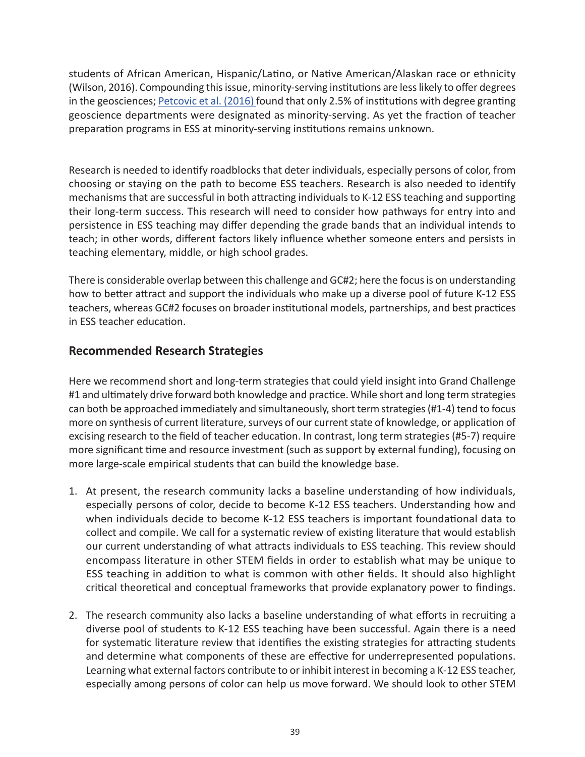students of African American, Hispanic/Latino, or Native American/Alaskan race or ethnicity (Wilson, 2016). Compounding this issue, minority-serving institutions are less likely to offer degrees in the geosciences; Petcovic et al. (2016) found that only 2.5% of institutions with degree granting geoscience departments were designated as minority-serving. As yet the fraction of teacher preparation programs in ESS at minority-serving institutions remains unknown.

Research is needed to identify roadblocks that deter individuals, especially persons of color, from choosing or staying on the path to become ESS teachers. Research is also needed to identify mechanisms that are successful in both attracting individuals to K-12 ESS teaching and supporting their long-term success. This research will need to consider how pathways for entry into and persistence in ESS teaching may differ depending the grade bands that an individual intends to teach; in other words, different factors likely influence whether someone enters and persists in teaching elementary, middle, or high school grades.

There is considerable overlap between this challenge and GC#2; here the focus is on understanding how to better attract and support the individuals who make up a diverse pool of future K-12 ESS teachers, whereas GC#2 focuses on broader institutional models, partnerships, and best practices in ESS teacher education.

## Recommended Research Strategies

Here we recommend short and long-term strategies that could yield insight into Grand Challenge #1 and ultimately drive forward both knowledge and practice. While short and long term strategies can both be approached immediately and simultaneously, short term strategies (#1-4) tend to focus more on synthesis of current literature, surveys of our current state of knowledge, or application of excising research to the field of teacher education. In contrast, long term strategies (#5-7) require more significant time and resource investment (such as support by external funding), focusing on more large-scale empirical students that can build the knowledge base.

1. At present, the research community lacks a baseline understanding of how individuals, especially persons of color, decide to become K-12 ESS teachers. Understanding how and when individuals decide to become K-12 ESS teachers is important foundational data to collect and compile. We call for a systematic review of existing literature that would establish our current understanding of what attracts individuals to ESS teaching. This review should encompass literature in other STEM fields in order to establish what may be unique to ESS teaching in addition to what is common with other fields. It should also highlight critical theoretical and conceptual frameworks that provide explanatory power to findings.

2. The research community also lacks a baseline understanding of what efforts in recruiting a diverse pool of students to K-12 ESS teaching have been successful. Again there is a need for systematic literature review that identifies the existing strategies for attracting students and determine what components of these are effective for underrepresented populations. Learning what external factors contribute to or inhibit interest in becoming a K-12 ESS teacher, especially among persons of color can help us move forward. We should look to other STEM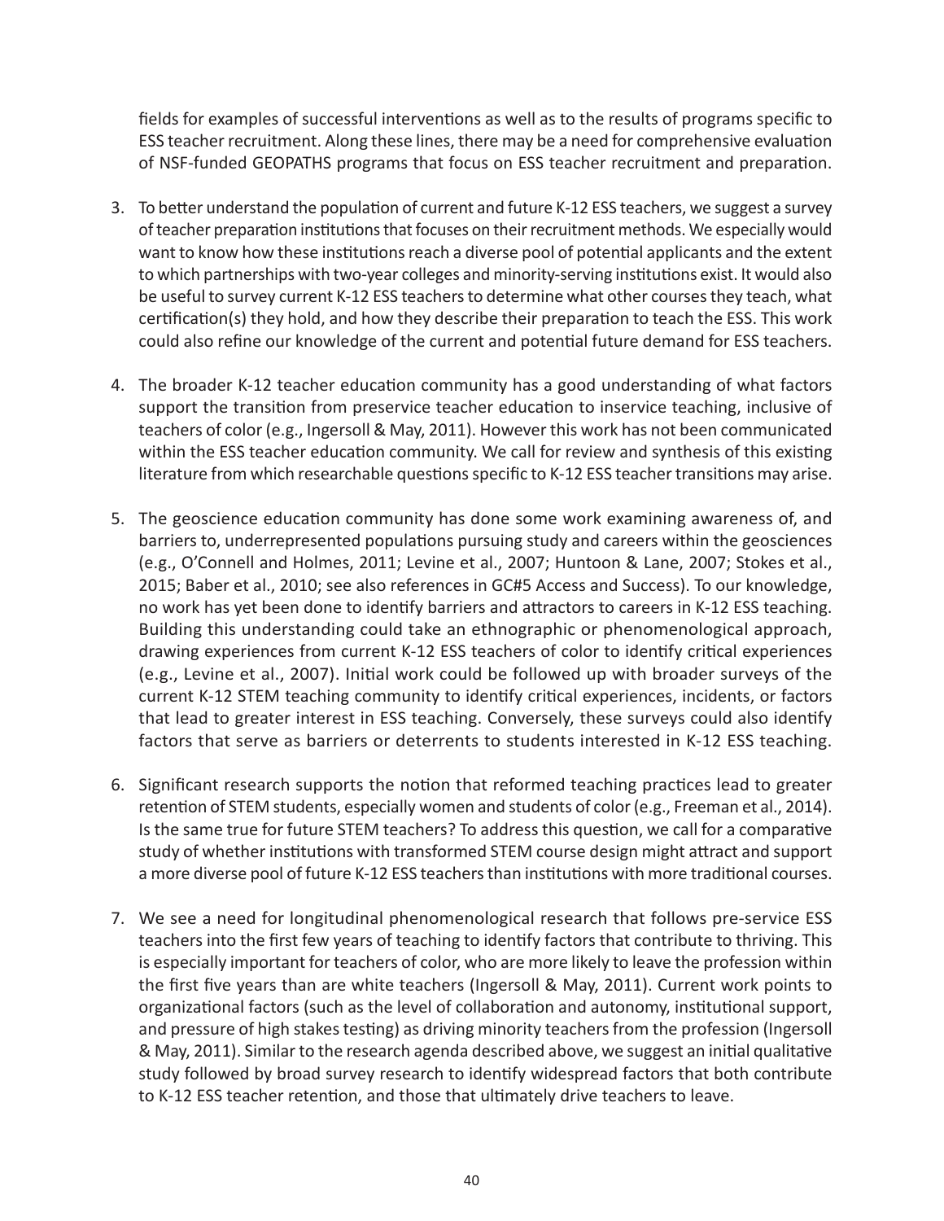fields for examples of successful interventions as well as to the results of programs specific to ESS teacher recruitment. Along these lines, there may be a need for comprehensive evaluation of NSF-funded GEOPATHS programs that focus on ESS teacher recruitment and preparation.

3. To better understand the population of current and future K-12 ESS teachers, we suggest a survey of teacher preparation institutions that focuses on their recruitment methods. We especially would want to know how these institutions reach a diverse pool of potential applicants and the extent to which partnerships with two-year colleges and minority-serving institutions exist. It would also be useful to survey current K-12 ESS teachers to determine what other courses they teach, what certification(s) they hold, and how they describe their preparation to teach the ESS. This work could also refine our knowledge of the current and potential future demand for ESS teachers.

4. The broader K-12 teacher education community has a good understanding of what factors support the transition from preservice teacher education to inservice teaching, inclusive of teachers of color (e.g., Ingersoll & May, 2011). However this work has not been communicated within the ESS teacher education community. We call for review and synthesis of this existing literature from which researchable questions specific to K-12 ESS teacher transitions may arise.

5. The geoscience education community has done some work examining awareness of, and barriers to, underrepresented populations pursuing study and careers within the geosciences (e.g., O'Connell and Holmes, 2011; Levine et al., 2007; Huntoon & Lane, 2007; Stokes et al., 2015; Baber et al., 2010; see also references in GC#5 Access and Success). To our knowledge, no work has yet been done to identify barriers and attractors to careers in K-12 ESS teaching. Building this understanding could take an ethnographic or phenomenological approach, drawing experiences from current K-12 ESS teachers of color to identify critical experiences (e.g., Levine et al., 2007). Initial work could be followed up with broader surveys of the current K-12 STEM teaching community to identify critical experiences, incidents, or factors that lead to greater interest in ESS teaching. Conversely, these surveys could also identify factors that serve as barriers or deterrents to students interested in K-12 ESS teaching.

6. Significant research supports the notion that reformed teaching practices lead to greater retention of STEM students, especially women and students of color (e.g., Freeman et al., 2014). Is the same true for future STEM teachers? To address this question, we call for a comparative study of whether institutions with transformed STEM course design might attract and support a more diverse pool of future K-12 ESS teachers than institutions with more traditional courses.

7. We see a need for longitudinal phenomenological research that follows pre-service ESS teachers into the first few years of teaching to identify factors that contribute to thriving. This is especially important for teachers of color, who are more likely to leave the profession within the first five years than are white teachers (Ingersoll & May, 2011). Current work points to organizational factors (such as the level of collaboration and autonomy, institutional support, and pressure of high stakes testing) as driving minority teachers from the profession (Ingersoll & May, 2011). Similar to the research agenda described above, we suggest an initial qualitative study followed by broad survey research to identify widespread factors that both contribute to K-12 ESS teacher retention, and those that ultimately drive teachers to leave.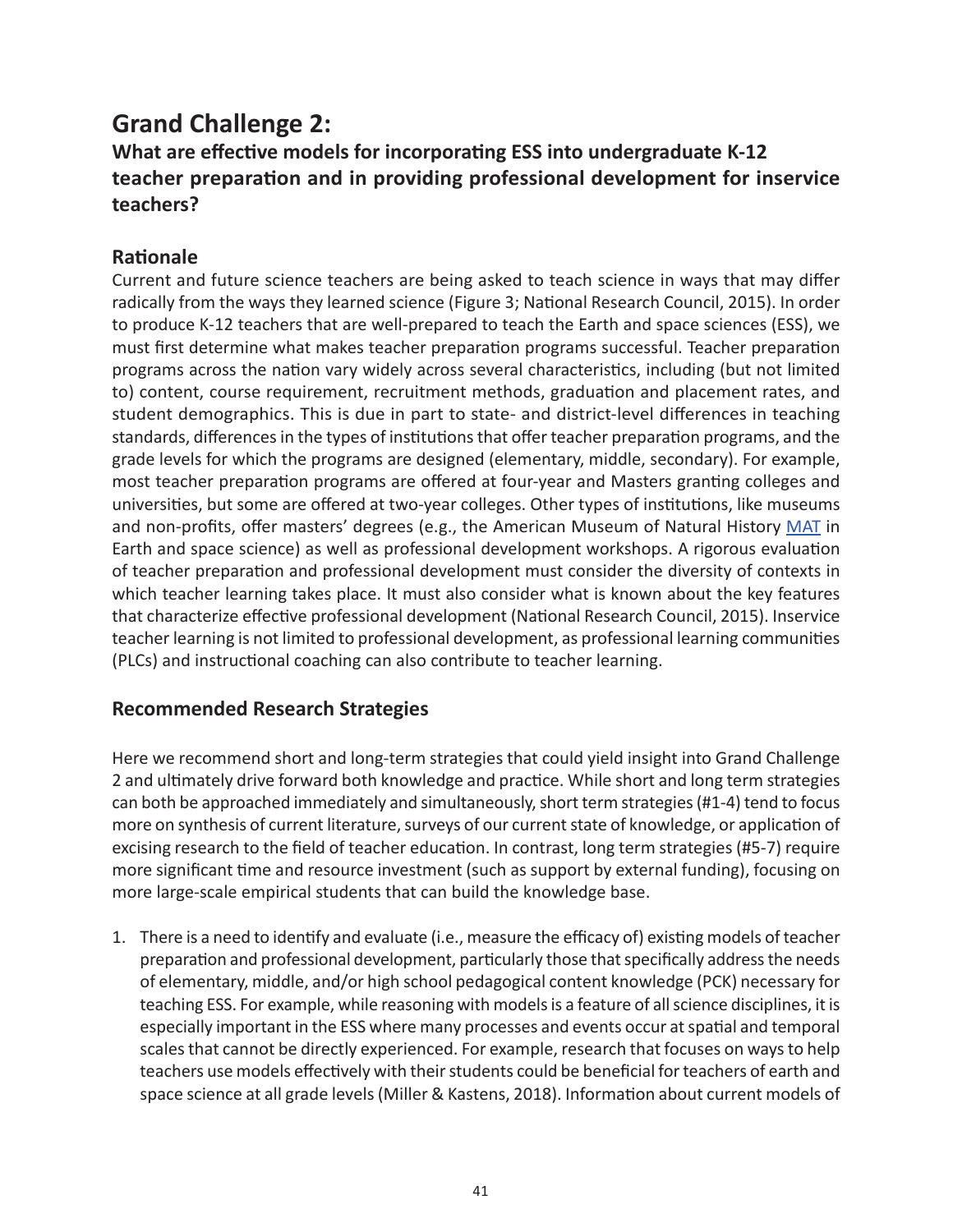# Grand Challenge 2:

### What are effective models for incorporating ESS into undergraduate K-12 teacher preparation and in providing professional development for inservice teachers?

## Rationale

Current and future science teachers are being asked to teach science in ways that may differ radically from the ways they learned science (Figure 3; National Research Council, 2015). In order to produce K-12 teachers that are well-prepared to teach the Earth and space sciences (ESS), we must first determine what makes teacher preparation programs successful. Teacher preparation programs across the nation vary widely across several characteristics, including (but not limited to) content, course requirement, recruitment methods, graduation and placement rates, and student demographics. This is due in part to state- and district-level differences in teaching standards, differences in the types of institutions that offer teacher preparation programs, and the grade levels for which the programs are designed (elementary, middle, secondary). For example, most teacher preparation programs are offered at four-year and Masters granting colleges and universities, but some are offered at two-year colleges. Other types of institutions, like museums and non-profits, offer masters' degrees (e.g., the American Museum of Natural History MAT in Earth and space science) as well as professional development workshops. A rigorous evaluation of teacher preparation and professional development must consider the diversity of contexts in which teacher learning takes place. It must also consider what is known about the key features that characterize effective professional development (National Research Council, 2015). Inservice teacher learning is not limited to professional development, as professional learning communities (PLCs) and instructional coaching can also contribute to teacher learning.

## Recommended Research Strategies

Here we recommend short and long-term strategies that could yield insight into Grand Challenge 2 and ultimately drive forward both knowledge and practice. While short and long term strategies can both be approached immediately and simultaneously, short term strategies (#1-4) tend to focus more on synthesis of current literature, surveys of our current state of knowledge, or application of excising research to the field of teacher education. In contrast, long term strategies (#5-7) require more significant time and resource investment (such as support by external funding), focusing on more large-scale empirical students that can build the knowledge base.

1. There is a need to identify and evaluate (i.e., measure the efficacy of) existing models of teacher preparation and professional development, particularly those that specifically address the needs of elementary, middle, and/or high school pedagogical content knowledge (PCK) necessary for teaching ESS. For example, while reasoning with models is a feature of all science disciplines, it is especially important in the ESS where many processes and events occur at spatial and temporal scales that cannot be directly experienced. For example, research that focuses on ways to help teachers use models effectively with their students could be beneficial for teachers of earth and space science at all grade levels (Miller & Kastens, 2018). Information about current models of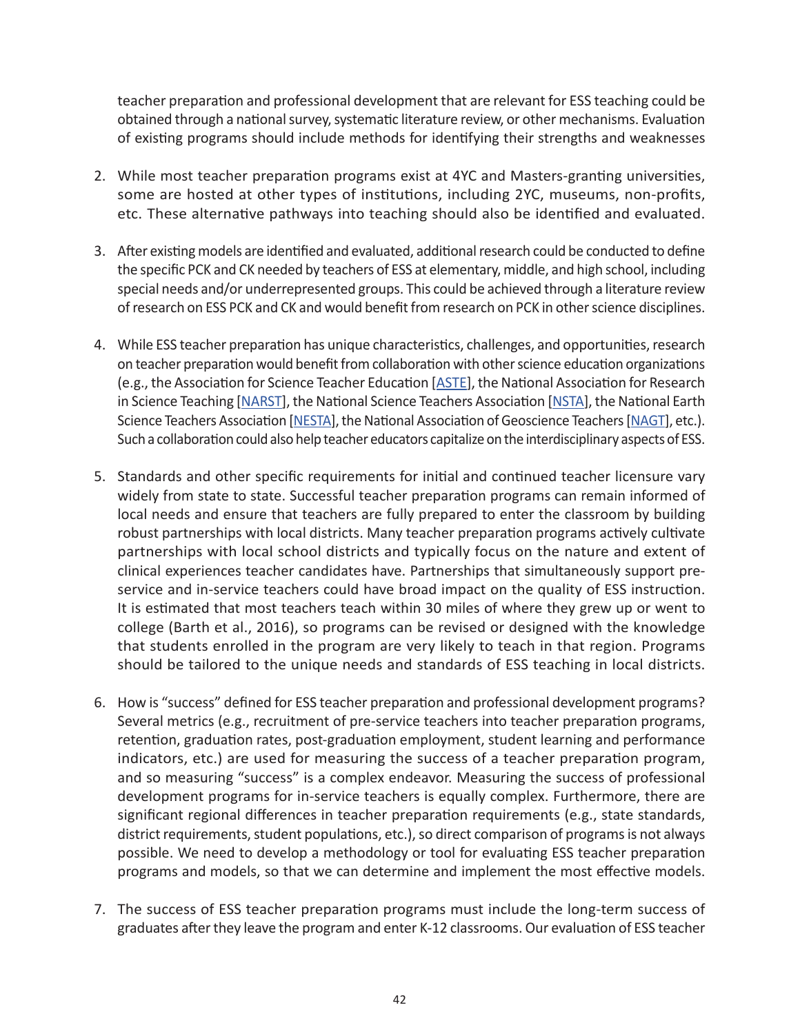teacher preparation and professional development that are relevant for ESS teaching could be obtained through a national survey, systematic literature review, or other mechanisms. Evaluation of existing programs should include methods for identifying their strengths and weaknesses

2. While most teacher preparation programs exist at 4YC and Masters-granting universities, some are hosted at other types of institutions, including 2YC, museums, non-profits, etc. These alternative pathways into teaching should also be identified and evaluated.

3. After existing models are identified and evaluated, additional research could be conducted to define the specific PCK and CK needed by teachers of ESS at elementary, middle, and high school, including special needs and/or underrepresented groups. This could be achieved through a literature review of research on ESS PCK and CK and would benefit from research on PCK in other science disciplines.

4. While ESS teacher preparation has unique characteristics, challenges, and opportunities, research on teacher preparation would benefit from collaboration with other science education organizations (e.g., the Association for Science Teacher Education [ASTE], the National Association for Research in Science Teaching [NARST], the National Science Teachers Association [NSTA], the National Earth Science Teachers Association [NESTA], the National Association of Geoscience Teachers [NAGT], etc.). Such a collaboration could also help teacher educators capitalize on the interdisciplinary aspects of ESS.

5. Standards and other specific requirements for initial and continued teacher licensure vary widely from state to state. Successful teacher preparation programs can remain informed of local needs and ensure that teachers are fully prepared to enter the classroom by building robust partnerships with local districts. Many teacher preparation programs actively cultivate partnerships with local school districts and typically focus on the nature and extent of clinical experiences teacher candidates have. Partnerships that simultaneously support pre-service and in-service teachers could have broad impact on the quality of ESS instruction. It is estimated that most teachers teach within 30 miles of where they grew up or went to college (Barth et al., 2016), so programs can be revised or designed with the knowledge that students enrolled in the program are very likely to teach in that region. Programs should be tailored to the unique needs and standards of ESS teaching in local districts.

6. How is "success" defined for ESS teacher preparation and professional development programs? Several metrics (e.g., recruitment of pre-service teachers into teacher preparation programs, retention, graduation rates, post-graduation employment, student learning and performance indicators, etc.) are used for measuring the success of a teacher preparation program, and so measuring "success" is a complex endeavor. Measuring the success of professional development programs for in-service teachers is equally complex. Furthermore, there are significant regional differences in teacher preparation requirements (e.g., state standards, district requirements, student populations, etc.), so direct comparison of programs is not always possible. We need to develop a methodology or tool for evaluating ESS teacher preparation programs and models, so that we can determine and implement the most effective models.

7. The success of ESS teacher preparation programs must include the long-term success of graduates after they leave the program and enter K-12 classrooms. Our evaluation of ESS teacher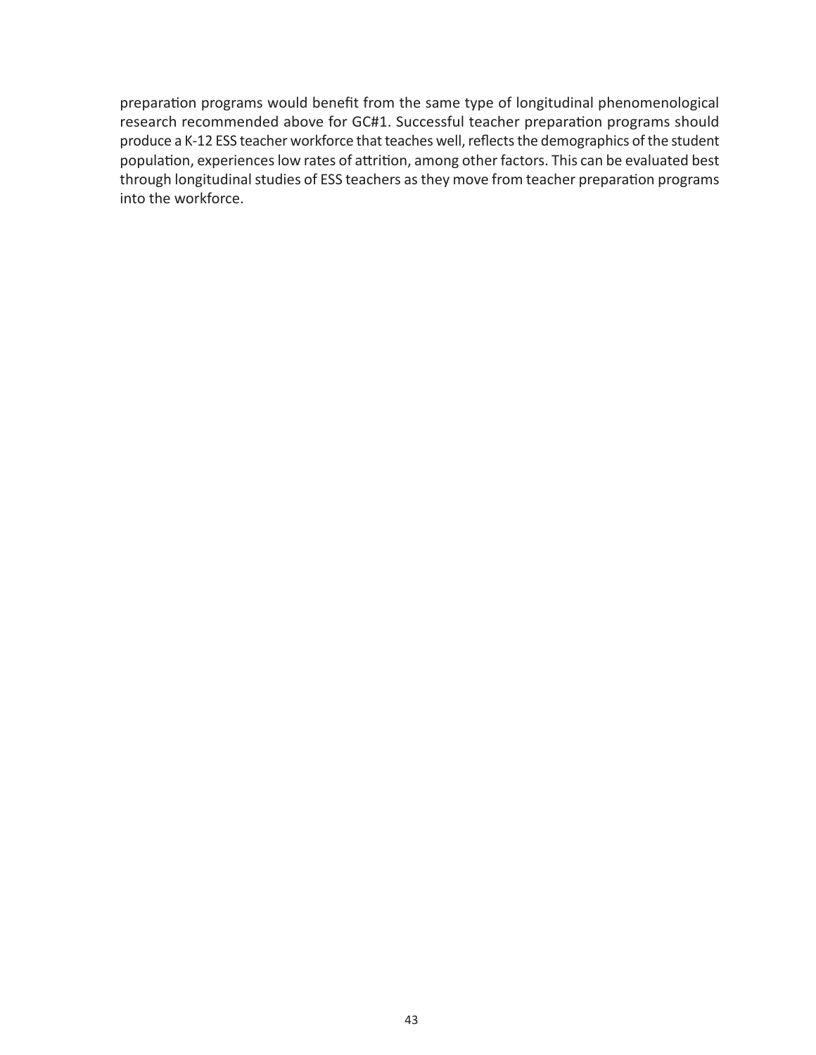preparation programs would benefit from the same type of longitudinal phenomenological research recommended above for GC#1. Successful teacher preparation programs should produce a K-12 ESS teacher workforce that teaches well, reflects the demographics of the student population, experiences low rates of attrition, among other factors. This can be evaluated best through longitudinal studies of ESS teachers as they move from teacher preparation programs into the workforce.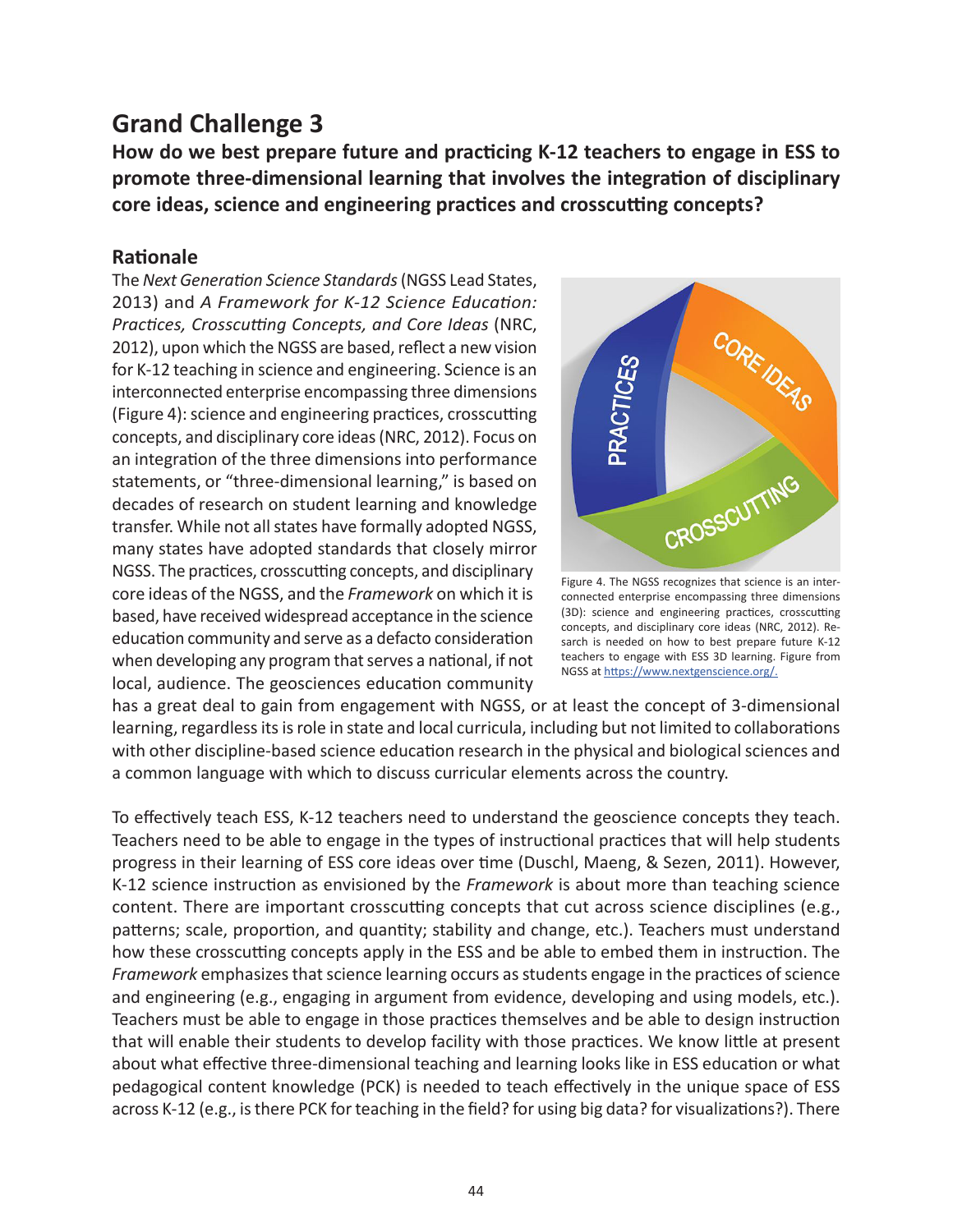## Grand Challenge 3

**How do we best prepare future and practicing K-12 teachers to engage in ESS to promote three-dimensional learning that involves the integration of disciplinary core ideas, science and engineering practices and crosscutting concepts?**

### Rationale

The *Next Generation Science Standards* (NGSS Lead States, 2013) and *A Framework for K-12 Science Education: Practices, Crosscutting Concepts, and Core Ideas* (NRC, 2012), upon which the NGSS are based, reflect a new vision for K-12 teaching in science and engineering. Science is an interconnected enterprise encompassing three dimensions (Figure 4): science and engineering practices, crosscutting concepts, and disciplinary core ideas (NRC, 2012). Focus on an integration of the three dimensions into performance statements, or "three-dimensional learning," is based on decades of research on student learning and knowledge transfer. While not all states have formally adopted NGSS, many states have adopted standards that closely mirror NGSS. The practices, crosscutting concepts, and disciplinary core ideas of the NGSS, and the *Framework* on which it is based, have received widespread acceptance in the science education community and serve as a defacto consideration when developing any program that serves a national, if not local, audience. The geosciences education community has a great deal to gain from engagement with NGSS, or at least the concept of 3-dimensional learning, regardless its is role in state and local curricula, including but not limited to collaborations with other discipline-based science education research in the physical and biological sciences and a common language with which to discuss curricular elements across the country.

Figure 4. The NGSS recognizes that science is an interconnected enterprise encompassing three dimensions (3D): science and engineering practices, crosscutting concepts, and disciplinary core ideas (NRC, 2012). Research is needed on how to best prepare future K-12 teachers to engage with ESS 3D learning. Figure from NGSS at https://www.nextgenscience.org/.

To effectively teach ESS, K-12 teachers need to understand the geoscience concepts they teach. Teachers need to be able to engage in the types of instructional practices that will help students progress in their learning of ESS core ideas over time (Duschl, Maeng, & Sezen, 2011). However, K-12 science instruction as envisioned by the *Framework* is about more than teaching science content. There are important crosscutting concepts that cut across science disciplines (e.g., patterns; scale, proportion, and quantity; stability and change, etc.). Teachers must understand how these crosscutting concepts apply in the ESS and be able to embed them in instruction. The *Framework* emphasizes that science learning occurs as students engage in the practices of science and engineering (e.g., engaging in argument from evidence, developing and using models, etc.). Teachers must be able to engage in those practices themselves and be able to design instruction that will enable their students to develop facility with those practices. We know little at present about what effective three-dimensional teaching and learning looks like in ESS education or what pedagogical content knowledge (PCK) is needed to teach effectively in the unique space of ESS across K-12 (e.g., is there PCK for teaching in the field? for using big data? for visualizations?). There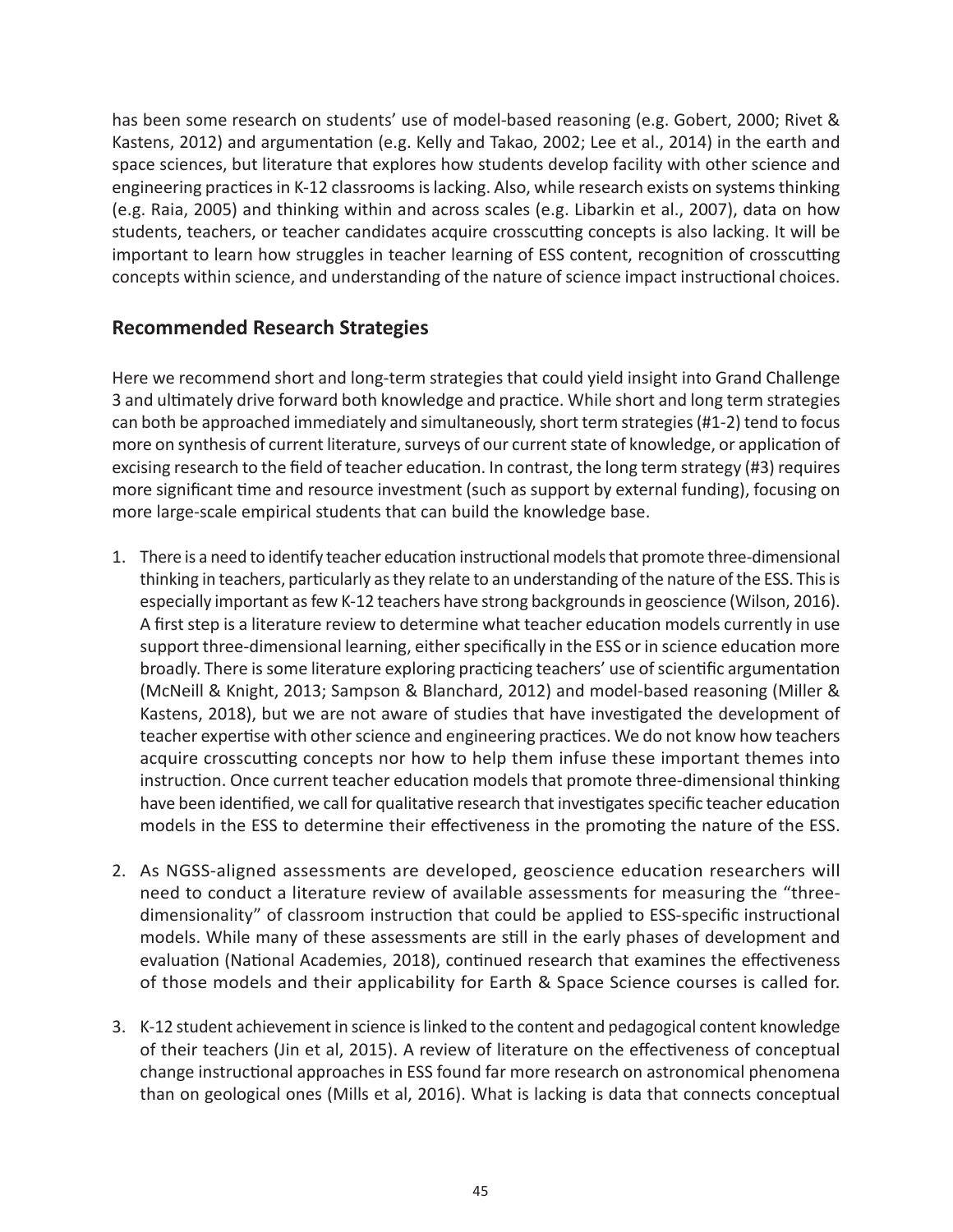has been some research on students' use of model-based reasoning (e.g. Gobert, 2000; Rivet & Kastens, 2012) and argumentation (e.g. Kelly and Takao, 2002; Lee et al., 2014) in the earth and space sciences, but literature that explores how students develop facility with other science and engineering practices in K-12 classrooms is lacking. Also, while research exists on systems thinking (e.g. Raia, 2005) and thinking within and across scales (e.g. Libarkin et al., 2007), data on how students, teachers, or teacher candidates acquire crosscutting concepts is also lacking. It will be important to learn how struggles in teacher learning of ESS content, recognition of crosscutting concepts within science, and understanding of the nature of science impact instructional choices.

## Recommended Research Strategies

Here we recommend short and long-term strategies that could yield insight into Grand Challenge 3 and ultimately drive forward both knowledge and practice. While short and long term strategies can both be approached immediately and simultaneously, short term strategies (#1-2) tend to focus more on synthesis of current literature, surveys of our current state of knowledge, or application of excising research to the field of teacher education. In contrast, the long term strategy (#3) requires more significant time and resource investment (such as support by external funding), focusing on more large-scale empirical students that can build the knowledge base.

1. There is a need to identify teacher education instructional models that promote three-dimensional thinking in teachers, particularly as they relate to an understanding of the nature of the ESS. This is especially important as few K-12 teachers have strong backgrounds in geoscience (Wilson, 2016). A first step is a literature review to determine what teacher education models currently in use support three-dimensional learning, either specifically in the ESS or in science education more broadly. There is some literature exploring practicing teachers' use of scientific argumentation (McNeill & Knight, 2013; Sampson & Blanchard, 2012) and model-based reasoning (Miller & Kastens, 2018), but we are not aware of studies that have investigated the development of teacher expertise with other science and engineering practices. We do not know how teachers acquire crosscutting concepts nor how to help them infuse these important themes into instruction. Once current teacher education models that promote three-dimensional thinking have been identified, we call for qualitative research that investigates specific teacher education models in the ESS to determine their effectiveness in the promoting the nature of the ESS.

2. As NGSS-aligned assessments are developed, geoscience education researchers will need to conduct a literature review of available assessments for measuring the "three-dimensionality" of classroom instruction that could be applied to ESS-specific instructional models. While many of these assessments are still in the early phases of development and evaluation (National Academies, 2018), continued research that examines the effectiveness of those models and their applicability for Earth & Space Science courses is called for.

3. K-12 student achievement in science is linked to the content and pedagogical content knowledge of their teachers (Jin et al, 2015). A review of literature on the effectiveness of conceptual change instructional approaches in ESS found far more research on astronomical phenomena than on geological ones (Mills et al, 2016). What is lacking is data that connects conceptual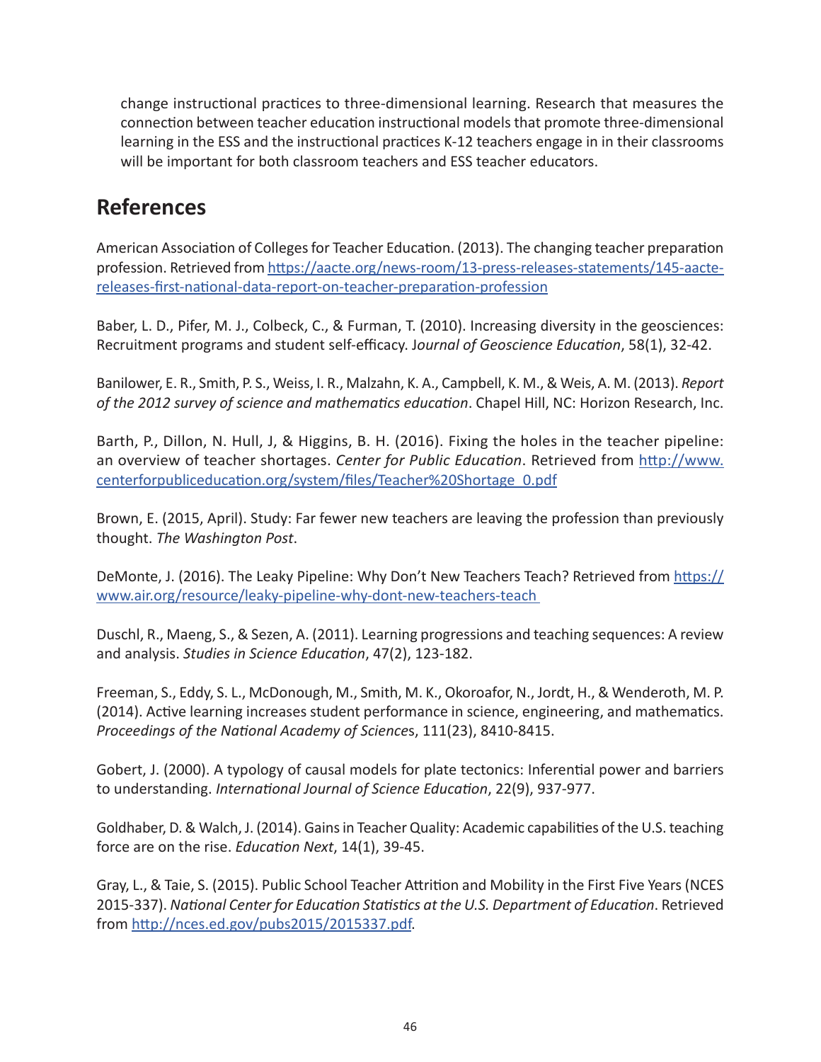change instructional practices to three-dimensional learning. Research that measures the connection between teacher education instructional models that promote three-dimensional learning in the ESS and the instructional practices K-12 teachers engage in in their classrooms will be important for both classroom teachers and ESS teacher educators.

## References

American Association of Colleges for Teacher Education. (2013). The changing teacher preparation profession. Retrieved from [https://aacte.org/news-room/13-press-releases-statements/145-aacte-releases-first-national-data-report-on-teacher-preparation-profession](https://aacte.org/news-room/13-press-releases-statements/145-aacte-releases-first-national-data-report-on-teacher-preparation-profession)

Baber, L. D., Pifer, M. J., Colbeck, C., & Furman, T. (2010). Increasing diversity in the geosciences: Recruitment programs and student self-efficacy. *Journal of Geoscience Education*, 58(1), 32-42.

Banilower, E. R., Smith, P. S., Weiss, I. R., Malzahn, K. A., Campbell, K. M., & Weis, A. M. (2013). *Report of the 2012 survey of science and mathematics education*. Chapel Hill, NC: Horizon Research, Inc.

Barth, P., Dillon, N. Hull, J, & Higgins, B. H. (2016). Fixing the holes in the teacher pipeline: an overview of teacher shortages. *Center for Public Education*. Retrieved from [http://www.centerforpubliceducation.org/system/files/Teacher%20Shortage_0.pdf](http://www.centerforpubliceducation.org/system/files/Teacher%20Shortage_0.pdf)

Brown, E. (2015, April). Study: Far fewer new teachers are leaving the profession than previously thought. *The Washington Post*.

DeMonte, J. (2016). The Leaky Pipeline: Why Don't New Teachers Teach? Retrieved from [https://www.air.org/resource/leaky-pipeline-why-dont-new-teachers-teach](https://www.air.org/resource/leaky-pipeline-why-dont-new-teachers-teach)

Duschl, R., Maeng, S., & Sezen, A. (2011). Learning progressions and teaching sequences: A review and analysis. *Studies in Science Education*, 47(2), 123-182.

Freeman, S., Eddy, S. L., McDonough, M., Smith, M. K., Okoroafor, N., Jordt, H., & Wenderoth, M. P. (2014). Active learning increases student performance in science, engineering, and mathematics. *Proceedings of the National Academy of Sciences*, 111(23), 8410-8415.

Gobert, J. (2000). A typology of causal models for plate tectonics: Inferential power and barriers to understanding. *International Journal of Science Education*, 22(9), 937-977.

Goldhaber, D. & Walch, J. (2014). Gains in Teacher Quality: Academic capabilities of the U.S. teaching force are on the rise. *Education Next*, 14(1), 39-45.

Gray, L., & Taie, S. (2015). Public School Teacher Attrition and Mobility in the First Five Years (NCES 2015-337). *National Center for Education Statistics at the U.S. Department of Education*. Retrieved from [http://nces.ed.gov/pubs2015/2015337.pdf](http://nces.ed.gov/pubs2015/2015337.pdf).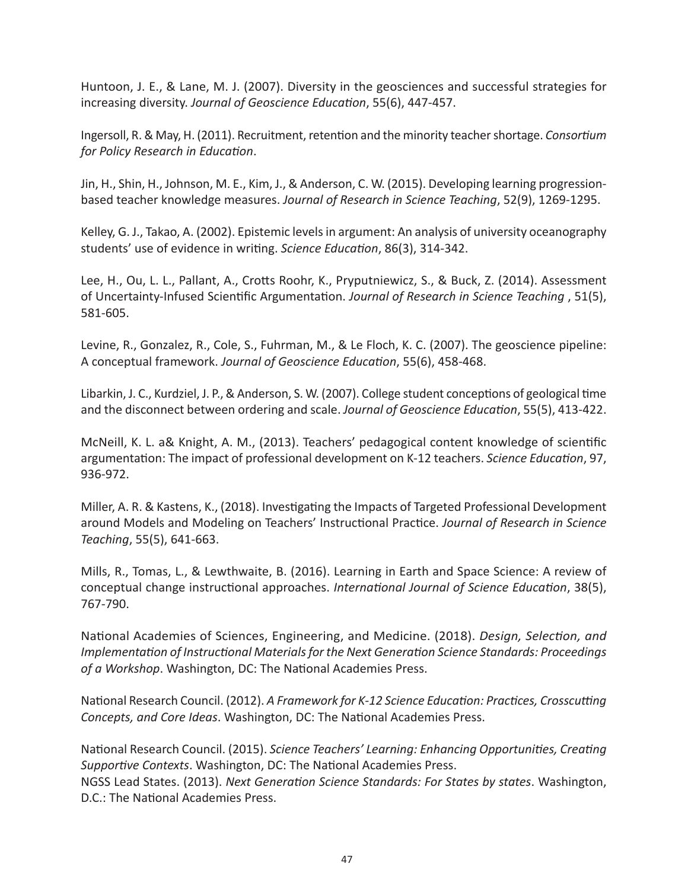Huntoon, J. E., & Lane, M. J. (2007). Diversity in the geosciences and successful strategies for increasing diversity. *Journal of Geoscience Education*, 55(6), 447-457.

Ingersoll, R. & May, H. (2011). Recruitment, retention and the minority teacher shortage. *Consortium for Policy Research in Education*.

Jin, H., Shin, H., Johnson, M. E., Kim, J., & Anderson, C. W. (2015). Developing learning progression-based teacher knowledge measures. *Journal of Research in Science Teaching*, 52(9), 1269-1295.

Kelley, G. J., Takao, A. (2002). Epistemic levels in argument: An analysis of university oceanography students' use of evidence in writing. *Science Education*, 86(3), 314-342.

Lee, H., Ou, L. L., Pallant, A., Crotts Roohr, K., Pryputniewicz, S., & Buck, Z. (2014). Assessment of Uncertainty-Infused Scientific Argumentation. *Journal of Research in Science Teaching* , 51(5), 581-605.

Levine, R., Gonzalez, R., Cole, S., Fuhrman, M., & Le Floch, K. C. (2007). The geoscience pipeline: A conceptual framework. *Journal of Geoscience Education*, 55(6), 458-468.

Libarkin, J. C., Kurdziel, J. P., & Anderson, S. W. (2007). College student conceptions of geological time and the disconnect between ordering and scale. *Journal of Geoscience Education*, 55(5), 413-422.

McNeill, K. L. a& Knight, A. M., (2013). Teachers' pedagogical content knowledge of scientific argumentation: The impact of professional development on K-12 teachers. *Science Education*, 97, 936-972.

Miller, A. R. & Kastens, K., (2018). Investigating the Impacts of Targeted Professional Development around Models and Modeling on Teachers' Instructional Practice. *Journal of Research in Science Teaching*, 55(5), 641-663.

Mills, R., Tomas, L., & Lewthwaite, B. (2016). Learning in Earth and Space Science: A review of conceptual change instructional approaches. *International Journal of Science Education*, 38(5), 767-790.

National Academies of Sciences, Engineering, and Medicine. (2018). *Design, Selection, and Implementation of Instructional Materials for the Next Generation Science Standards: Proceedings of a Workshop*. Washington, DC: The National Academies Press.

National Research Council. (2012). *A Framework for K-12 Science Education: Practices, Crosscutting Concepts, and Core Ideas*. Washington, DC: The National Academies Press.

National Research Council. (2015). *Science Teachers' Learning: Enhancing Opportunities, Creating Supportive Contexts*. Washington, DC: The National Academies Press.

NGSS Lead States. (2013). *Next Generation Science Standards: For States by states*. Washington, D.C.: The National Academies Press.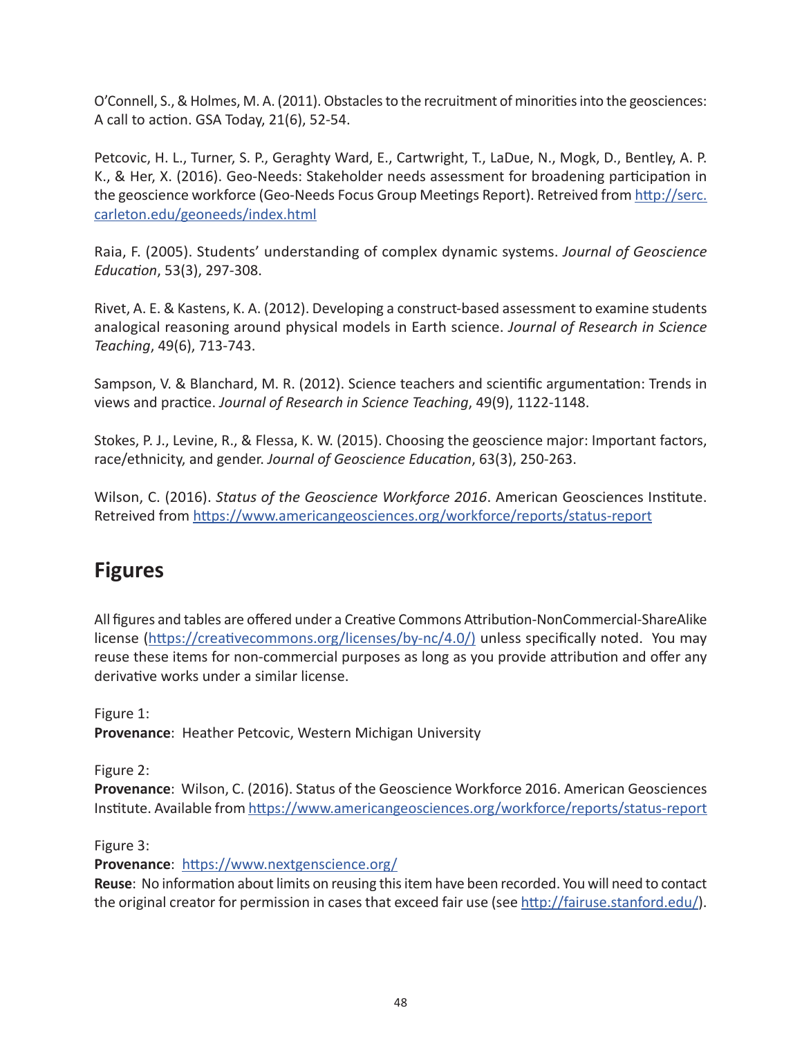O'Connell, S., & Holmes, M. A. (2011). Obstacles to the recruitment of minorities into the geosciences: A call to action. GSA Today, 21(6), 52-54.

Petcovic, H. L., Turner, S. P., Geraghty Ward, E., Cartwright, T., LaDue, N., Mogk, D., Bentley, A. P. K., & Her, X. (2016). Geo-Needs: Stakeholder needs assessment for broadening participation in the geoscience workforce (Geo-Needs Focus Group Meetings Report). Retreived from http://serc.carleton.edu/geoneeds/index.html

Raia, F. (2005). Students' understanding of complex dynamic systems. *Journal of Geoscience Education*, 53(3), 297-308.

Rivet, A. E. & Kastens, K. A. (2012). Developing a construct-based assessment to examine students analogical reasoning around physical models in Earth science. *Journal of Research in Science Teaching*, 49(6), 713-743.

Sampson, V. & Blanchard, M. R. (2012). Science teachers and scientific argumentation: Trends in views and practice. *Journal of Research in Science Teaching*, 49(9), 1122-1148.

Stokes, P. J., Levine, R., & Flessa, K. W. (2015). Choosing the geoscience major: Important factors, race/ethnicity, and gender. *Journal of Geoscience Education*, 63(3), 250-263.

Wilson, C. (2016). *Status of the Geoscience Workforce 2016*. American Geosciences Institute. Retreived from https://www.americangeosciences.org/workforce/reports/status-report

## Figures

All figures and tables are offered under a Creative Commons Attribution-NonCommercial-ShareAlike license (https://creativecommons.org/licenses/by-nc/4.0/) unless specifically noted. You may reuse these items for non-commercial purposes as long as you provide attribution and offer any derivative works under a similar license.

Figure 1:
**Provenance**: Heather Petcovic, Western Michigan University

Figure 2:
**Provenance**: Wilson, C. (2016). Status of the Geoscience Workforce 2016. American Geosciences Institute. Available from https://www.americangeosciences.org/workforce/reports/status-report

Figure 3:
**Provenance**: https://www.nextgenscience.org/
**Reuse**: No information about limits on reusing this item have been recorded. You will need to contact the original creator for permission in cases that exceed fair use (see http://fairuse.stanford.edu/).